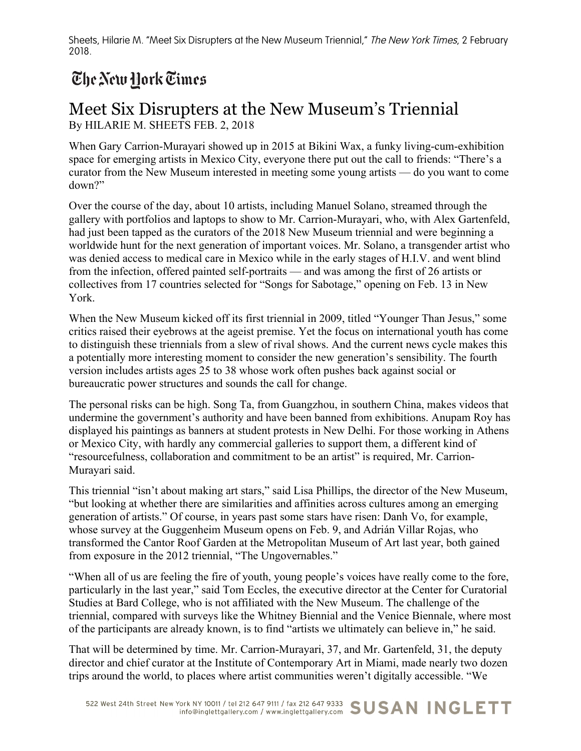Sheets, Hilarie M. "Meet Six Disrupters at the New Museum Triennial," *The New York Times*, 2 February 2018.

The New York Times

# Meet Six Disrupters at the New Museum's Triennial

By HILARIE M. SHEETS FEB. 2, 2018

When Gary Carrion-Murayari showed up in 2015 at Bikini Wax, a funky living-cum-exhibition space for emerging artists in Mexico City, everyone there put out the call to friends: "There's a curator from the New Museum interested in meeting some young artists — do you want to come down?"

Over the course of the day, about 10 artists, including Manuel Solano, streamed through the gallery with portfolios and laptops to show to Mr. Carrion-Murayari, who, with Alex Gartenfeld, had just been tapped as the curators of the 2018 New Museum triennial and were beginning a worldwide hunt for the next generation of important voices. Mr. Solano, a transgender artist who was denied access to medical care in Mexico while in the early stages of H.I.V. and went blind from the infection, offered painted self-portraits — and was among the first of 26 artists or collectives from 17 countries selected for "Songs for Sabotage," opening on Feb. 13 in New York.

When the New Museum kicked off its first triennial in 2009, titled "Younger Than Jesus," some critics raised their eyebrows at the ageist premise. Yet the focus on international youth has come to distinguish these triennials from a slew of rival shows. And the current news cycle makes this a potentially more interesting moment to consider the new generation's sensibility. The fourth version includes artists ages 25 to 38 whose work often pushes back against social or bureaucratic power structures and sounds the call for change.

The personal risks can be high. Song Ta, from Guangzhou, in southern China, makes videos that undermine the government's authority and have been banned from exhibitions. Anupam Roy has displayed his paintings as banners at student protests in New Delhi. For those working in Athens or Mexico City, with hardly any commercial galleries to support them, a different kind of "resourcefulness, collaboration and commitment to be an artist" is required, Mr. Carrion-Murayari said.

This triennial "isn't about making art stars," said Lisa Phillips, the director of the New Museum, "but looking at whether there are similarities and affinities across cultures among an emerging generation of artists." Of course, in years past some stars have risen: Danh Vo, for example, whose survey at the Guggenheim Museum opens on Feb. 9, and Adrián Villar Rojas, who transformed the Cantor Roof Garden at the Metropolitan Museum of Art last year, both gained from exposure in the 2012 triennial, "The Ungovernables."

"When all of us are feeling the fire of youth, young people's voices have really come to the fore, particularly in the last year," said Tom Eccles, the executive director at the Center for Curatorial Studies at Bard College, who is not affiliated with the New Museum. The challenge of the triennial, compared with surveys like the Whitney Biennial and the Venice Biennale, where most of the participants are already known, is to find "artists we ultimately can believe in," he said.

That will be determined by time. Mr. Carrion-Murayari, 37, and Mr. Gartenfeld, 31, the deputy director and chief curator at the Institute of Contemporary Art in Miami, made nearly two dozen trips around the world, to places where artist communities weren't digitally accessible. "We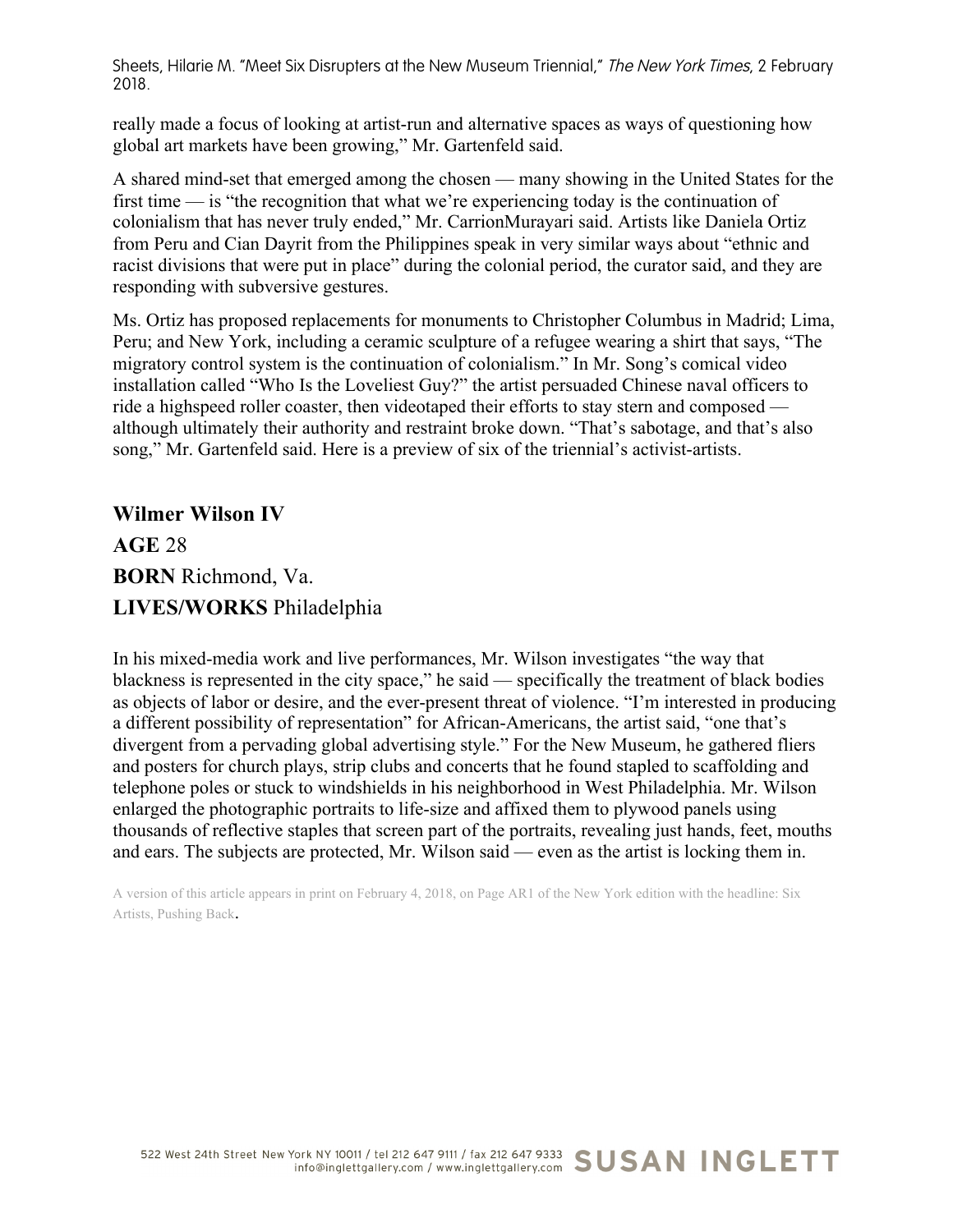really made a focus of looking at artist-run and alternative spaces as ways of questioning how global art markets have been growing," Mr. Gartenfeld said.

A shared mind-set that emerged among the chosen — many showing in the United States for the first time — is "the recognition that what we're experiencing today is the continuation of colonialism that has never truly ended," Mr. CarrionMurayari said. Artists like Daniela Ortiz from Peru and Cian Dayrit from the Philippines speak in very similar ways about "ethnic and racist divisions that were put in place" during the colonial period, the curator said, and they are responding with subversive gestures.

Ms. Ortiz has proposed replacements for monuments to Christopher Columbus in Madrid; Lima, Peru; and New York, including a ceramic sculpture of a refugee wearing a shirt that says, "The migratory control system is the continuation of colonialism." In Mr. Song's comical video installation called "Who Is the Loveliest Guy?" the artist persuaded Chinese naval officers to ride a highspeed roller coaster, then videotaped their efforts to stay stern and composed — although ultimately their authority and restraint broke down. "That's sabotage, and that's also song," Mr. Gartenfeld said. Here is a preview of six of the triennial's activist-artists.

**Wilmer Wilson IV**

**AGE** 28

**BORN** Richmond, Va.

**LIVES/WORKS** Philadelphia

In his mixed-media work and live performances, Mr. Wilson investigates "the way that blackness is represented in the city space," he said — specifically the treatment of black bodies as objects of labor or desire, and the ever-present threat of violence. "I'm interested in producing a different possibility of representation" for African-Americans, the artist said, "one that's divergent from a pervading global advertising style." For the New Museum, he gathered fliers and posters for church plays, strip clubs and concerts that he found stapled to scaffolding and telephone poles or stuck to windshields in his neighborhood in West Philadelphia. Mr. Wilson enlarged the photographic portraits to life-size and affixed them to plywood panels using thousands of reflective staples that screen part of the portraits, revealing just hands, feet, mouths and ears. The subjects are protected, Mr. Wilson said — even as the artist is locking them in.

A version of this article appears in print on February 4, 2018, on Page AR1 of the New York edition with the headline: Six Artists, Pushing Back.